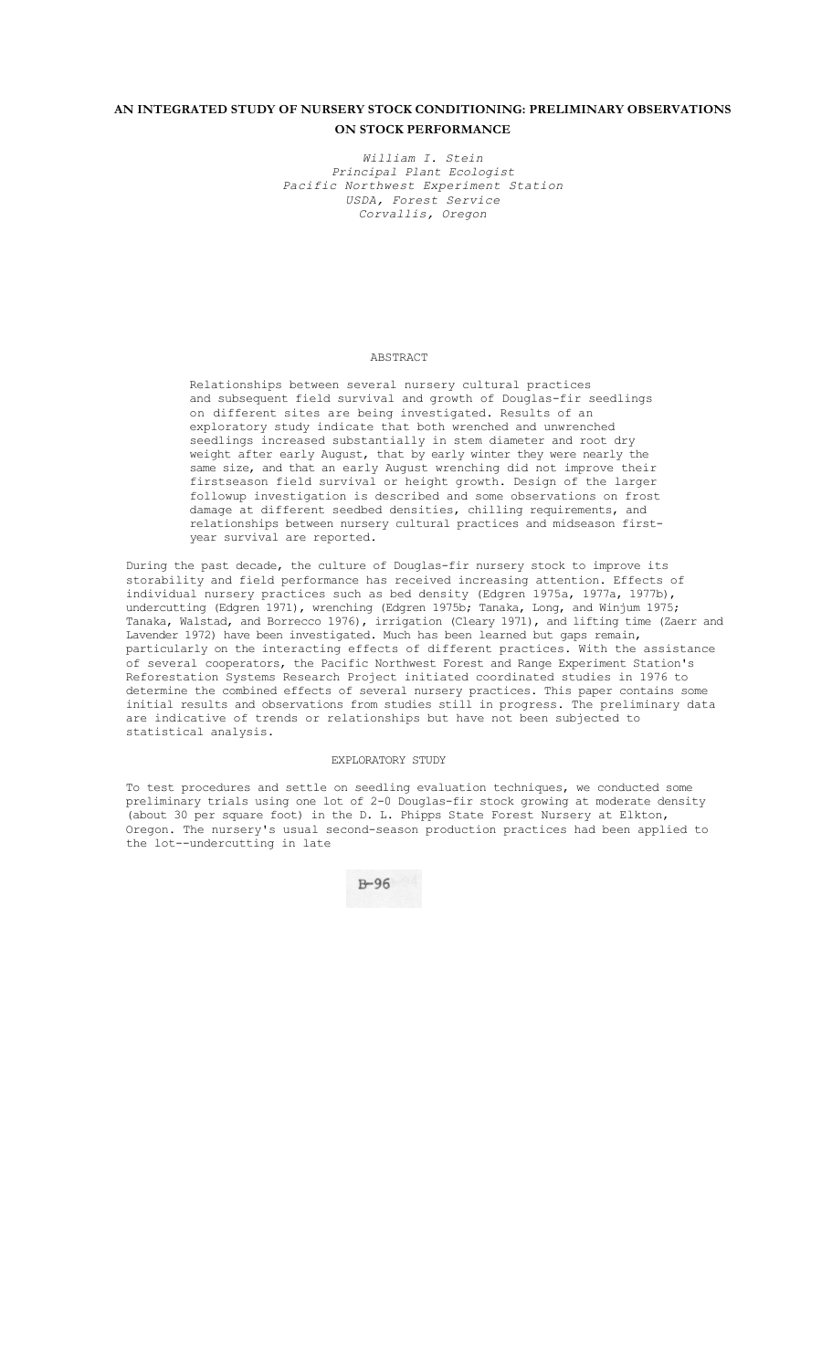# AN INTEGRATED STUDY OF NURSERY STOCK CONDITIONING: PRELIMINARY OBSERVATIONS ON STOCK PERFORMANCE

*William I. Stein*
*Principal Plant Ecologist*
*Pacific Northwest Experiment Station*
*USDA, Forest Service*
*Corvallis, Oregon*

## ABSTRACT

Relationships between several nursery cultural practices and subsequent field survival and growth of Douglas-fir seedlings on different sites are being investigated. Results of an exploratory study indicate that both wrenched and unwrenched seedlings increased substantially in stem diameter and root dry weight after early August, that by early winter they were nearly the same size, and that an early August wrenching did not improve their firstseason field survival or height growth. Design of the larger followup investigation is described and some observations on frost damage at different seedbed densities, chilling requirements, and relationships between nursery cultural practices and midseason first-year survival are reported.

During the past decade, the culture of Douglas-fir nursery stock to improve its storability and field performance has received increasing attention. Effects of individual nursery practices such as bed density (Edgren 1975a, 1977a, 1977b), undercutting (Edgren 1971), wrenching (Edgren 1975b; Tanaka, Long, and Winjum 1975; Tanaka, Walstad, and Borrecco 1976), irrigation (Cleary 1971), and lifting time (Zaerr and Lavender 1972) have been investigated. Much has been learned but gaps remain, particularly on the interacting effects of different practices. With the assistance of several cooperators, the Pacific Northwest Forest and Range Experiment Station's Reforestation Systems Research Project initiated coordinated studies in 1976 to determine the combined effects of several nursery practices. This paper contains some initial results and observations from studies still in progress. The preliminary data are indicative of trends or relationships but have not been subjected to statistical analysis.

## EXPLORATORY STUDY

To test procedures and settle on seedling evaluation techniques, we conducted some preliminary trials using one lot of 2-0 Douglas-fir stock growing at moderate density (about 30 per square foot) in the D. L. Phipps State Forest Nursery at Elkton, Oregon. The nursery's usual second-season production practices had been applied to the lot--undercutting in late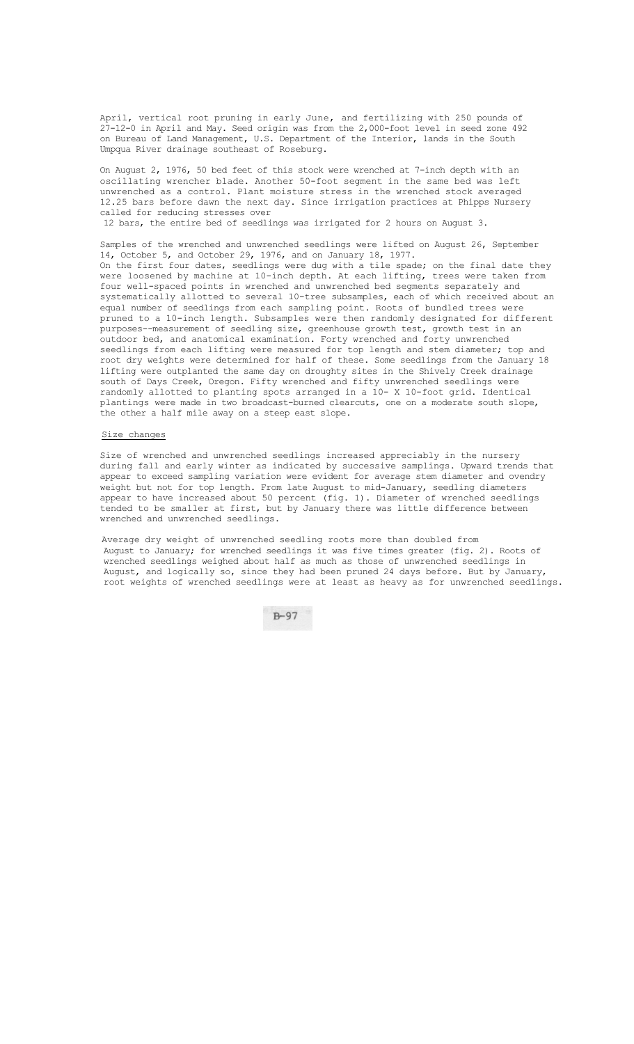April, vertical root pruning in early June, and fertilizing with 250 pounds of 27-12-0 in April and May. Seed origin was from the 2,000-foot level in seed zone 492 on Bureau of Land Management, U.S. Department of the Interior, lands in the South Umpqua River drainage southeast of Roseburg.

On August 2, 1976, 50 bed feet of this stock were wrenched at 7-inch depth with an oscillating wrencher blade. Another 50-foot segment in the same bed was left unwrenched as a control. Plant moisture stress in the wrenched stock averaged 12.25 bars before dawn the next day. Since irrigation practices at Phipps Nursery called for reducing stresses over 12 bars, the entire bed of seedlings was irrigated for 2 hours on August 3.

Samples of the wrenched and unwrenched seedlings were lifted on August 26, September 14, October 5, and October 29, 1976, and on January 18, 1977. On the first four dates, seedlings were dug with a tile spade; on the final date they were loosened by machine at 10-inch depth. At each lifting, trees were taken from four well-spaced points in wrenched and unwrenched bed segments separately and systematically allotted to several 10-tree subsamples, each of which received about an equal number of seedlings from each sampling point. Roots of bundled trees were pruned to a 10-inch length. Subsamples were then randomly designated for different purposes--measurement of seedling size, greenhouse growth test, growth test in an outdoor bed, and anatomical examination. Forty wrenched and forty unwrenched seedlings from each lifting were measured for top length and stem diameter; top and root dry weights were determined for half of these. Some seedlings from the January 18 lifting were outplanted the same day on droughty sites in the Shively Creek drainage south of Days Creek, Oregon. Fifty wrenched and fifty unwrenched seedlings were randomly allotted to planting spots arranged in a 10- X 10-foot grid. Identical plantings were made in two broadcast-burned clearcuts, one on a moderate south slope, the other a half mile away on a steep east slope.

## Size changes

Size of wrenched and unwrenched seedlings increased appreciably in the nursery during fall and early winter as indicated by successive samplings. Upward trends that appear to exceed sampling variation were evident for average stem diameter and ovendry weight but not for top length. From late August to mid-January, seedling diameters appear to have increased about 50 percent (fig. 1). Diameter of wrenched seedlings tended to be smaller at first, but by January there was little difference between wrenched and unwrenched seedlings.

Average dry weight of unwrenched seedling roots more than doubled from August to January; for wrenched seedlings it was five times greater (fig. 2). Roots of wrenched seedlings weighed about half as much as those of unwrenched seedlings in August, and logically so, since they had been pruned 24 days before. But by January, root weights of wrenched seedlings were at least as heavy as for unwrenched seedlings.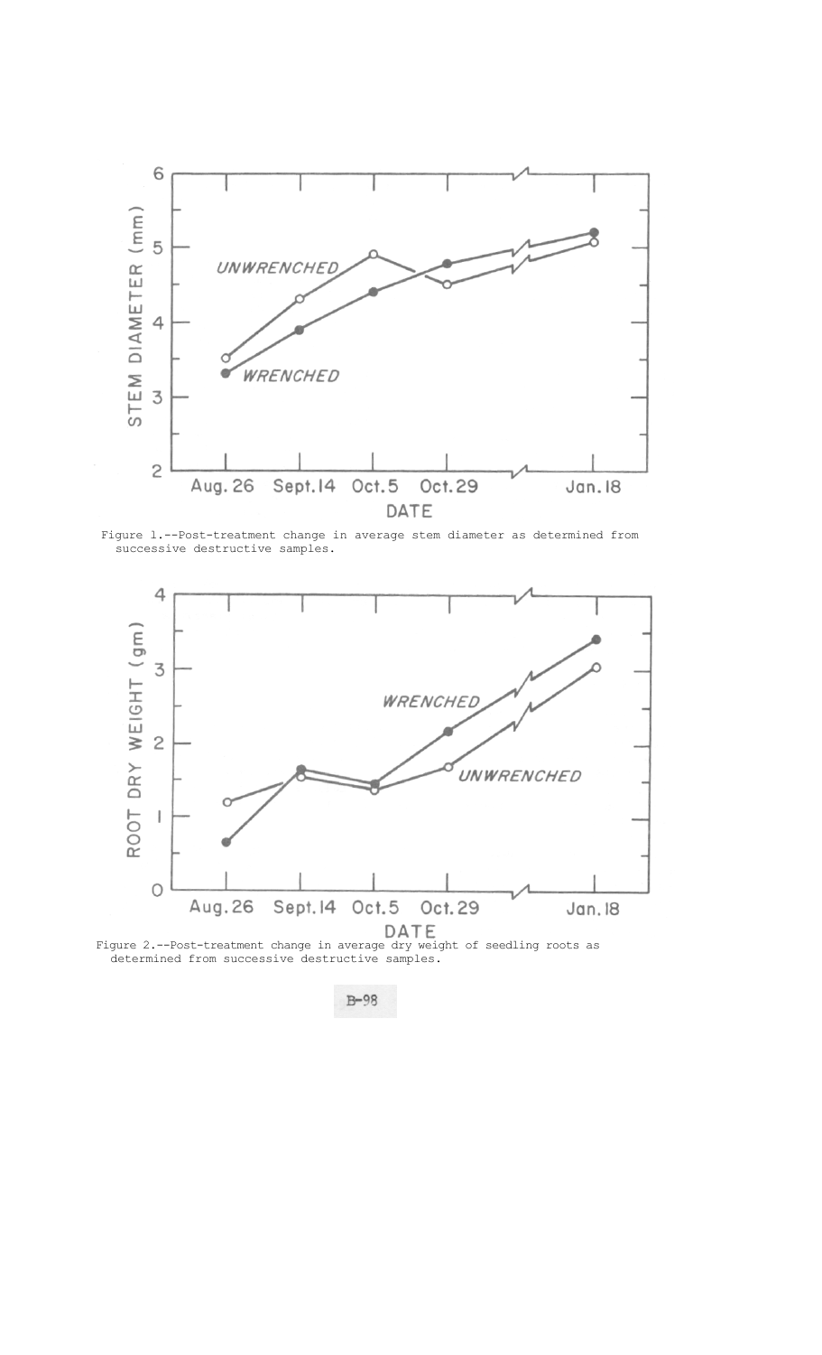Figure 1.--Post-treatment change in average stem diameter as determined from successive destructive samples.

Figure 2.--Post-treatment change in average dry weight of seedling roots as determined from successive destructive samples.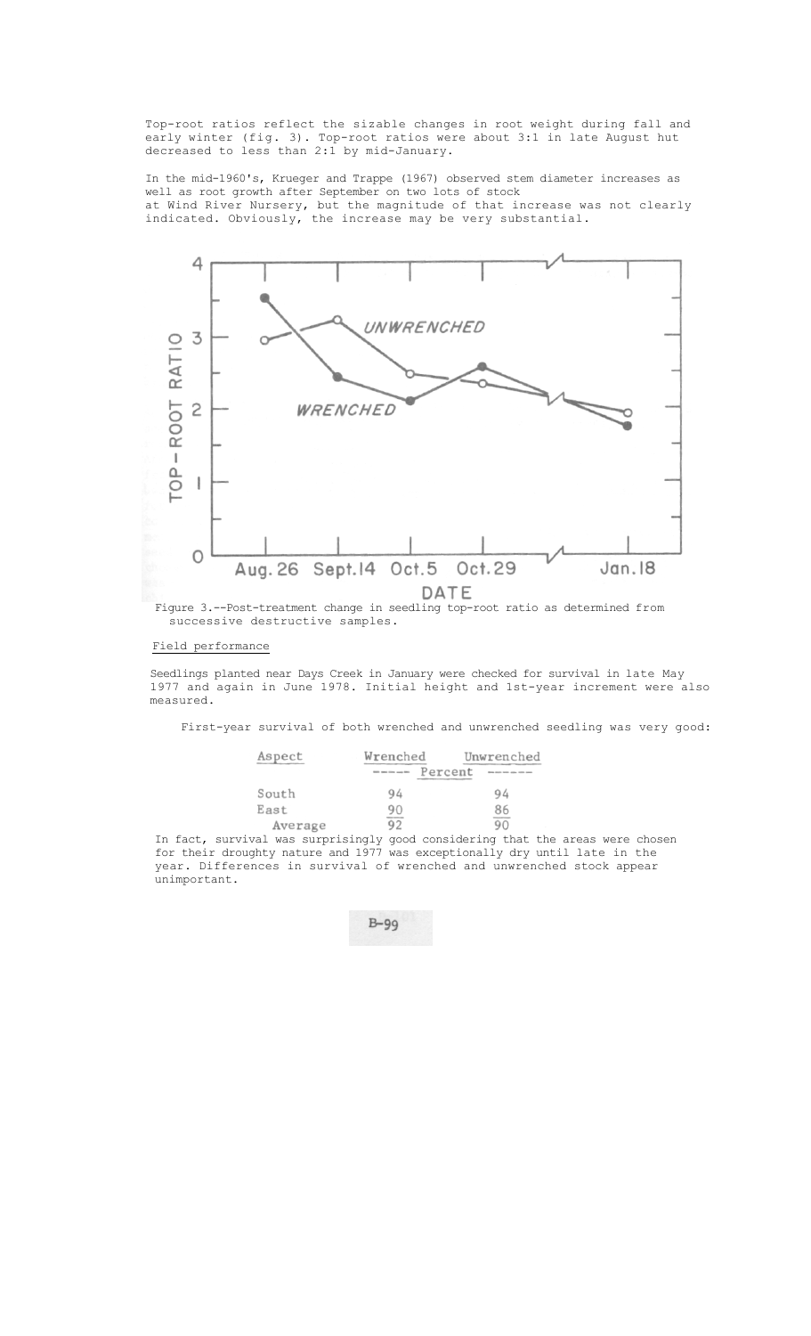Top-root ratios reflect the sizable changes in root weight during fall and early winter (fig. 3). Top-root ratios were about 3:1 in late August hut decreased to less than 2:1 by mid-January.

In the mid-1960's, Krueger and Trappe (1967) observed stem diameter increases as well as root growth after September on two lots of stock at Wind River Nursery, but the magnitude of that increase was not clearly indicated. Obviously, the increase may be very substantial.

Figure 3.--Post-treatment change in seedling top-root ratio as determined from successive destructive samples.

## Field performance

Seedlings planted near Days Creek in January were checked for survival in late May 1977 and again in June 1978. Initial height and 1st-year increment were also measured.

First-year survival of both wrenched and unwrenched seedling was very good:

| Aspect | Wrenched | Unwrenched |
|---|---|---|
| | Percent | |
| South | 94 | 94 |
| East | 90 | 86 |
| Average | 92 | 90 |

In fact, survival was surprisingly good considering that the areas were chosen for their droughty nature and 1977 was exceptionally dry until late in the year. Differences in survival of wrenched and unwrenched stock appear unimportant.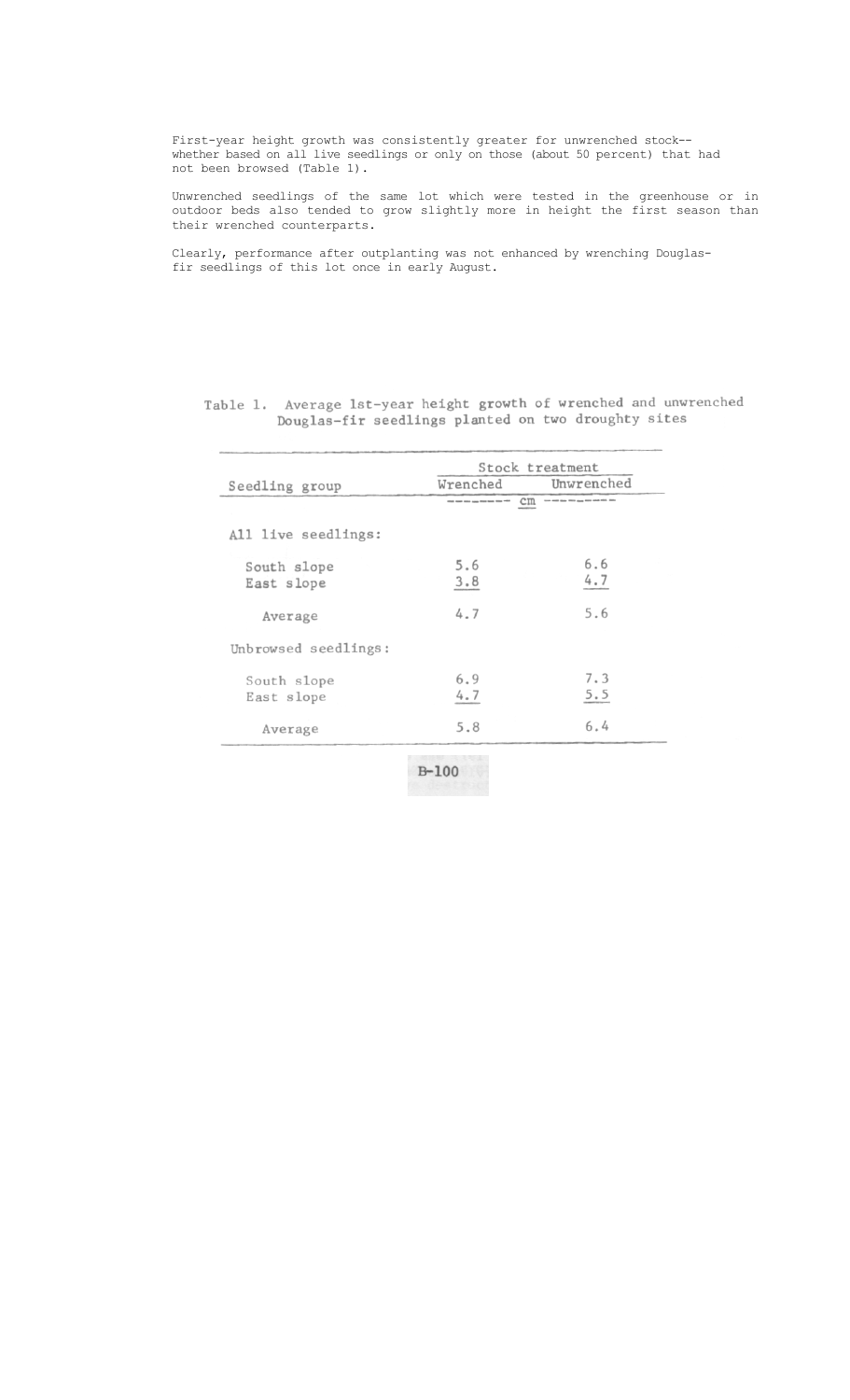First-year height growth was consistently greater for unwrenched stock--whether based on all live seedlings or only on those (about 50 percent) that had not been browsed (Table 1).

Unwrenched seedlings of the same lot which were tested in the greenhouse or in outdoor beds also tended to grow slightly more in height the first season than their wrenched counterparts.

Clearly, performance after outplanting was not enhanced by wrenching Douglas-fir seedlings of this lot once in early August.

Table 1. Average 1st-year height growth of wrenched and unwrenched Douglas-fir seedlings planted on two droughty sites

| Seedling group | Stock treatment | |
|---|---|---|
| | Wrenched | Unwrenched |
| | cm | |
| All live seedlings: | | |
| South slope | 5.6 | 6.6 |
| East slope | 3.8 | 4.7 |
| Average | 4.7 | 5.6 |
| Unbrowsed seedlings: | | |
| South slope | 6.9 | 7.3 |
| East slope | 4.7 | 5.5 |
| Average | 5.8 | 6.4 |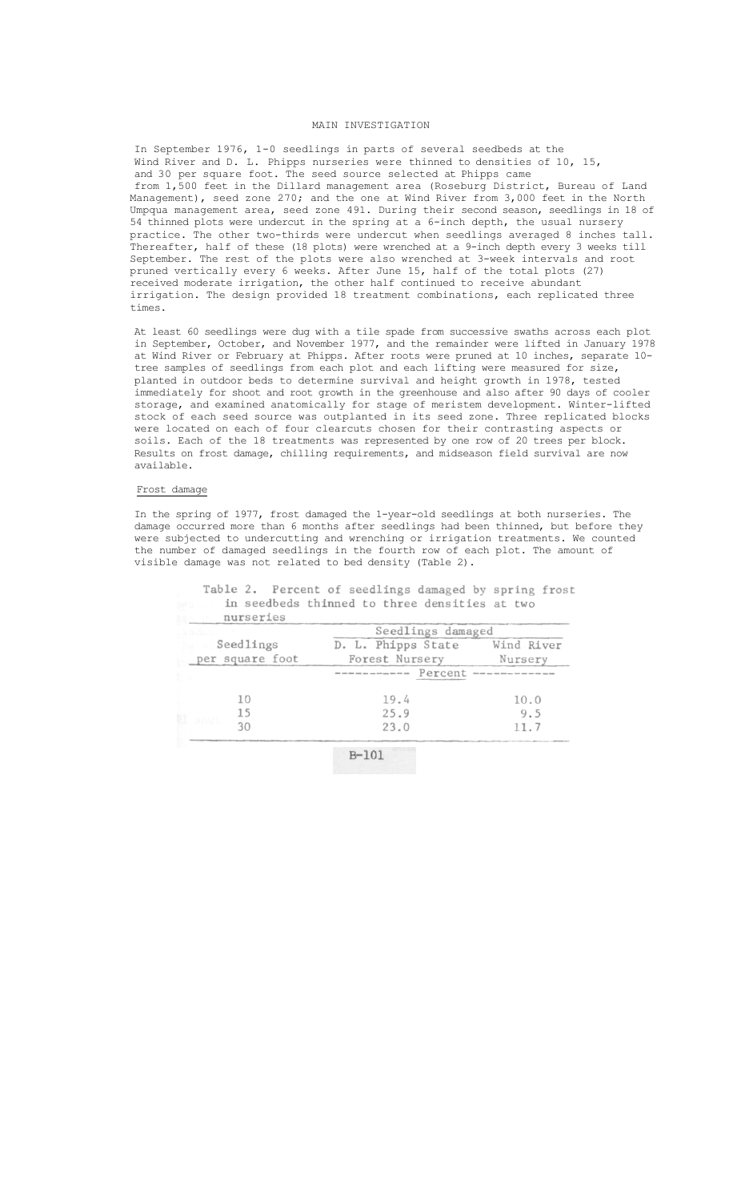## MAIN INVESTIGATION

In September 1976, 1-0 seedlings in parts of several seedbeds at the Wind River and D. L. Phipps nurseries were thinned to densities of 10, 15, and 30 per square foot. The seed source selected at Phipps came from 1,500 feet in the Dillard management area (Roseburg District, Bureau of Land Management), seed zone 270; and the one at Wind River from 3,000 feet in the North Umpqua management area, seed zone 491. During their second season, seedlings in 18 of 54 thinned plots were undercut in the spring at a 6-inch depth, the usual nursery practice. The other two-thirds were undercut when seedlings averaged 8 inches tall. Thereafter, half of these (18 plots) were wrenched at a 9-inch depth every 3 weeks till September. The rest of the plots were also wrenched at 3-week intervals and root pruned vertically every 6 weeks. After June 15, half of the total plots (27) received moderate irrigation, the other half continued to receive abundant irrigation. The design provided 18 treatment combinations, each replicated three times.

At least 60 seedlings were dug with a tile spade from successive swaths across each plot in September, October, and November 1977, and the remainder were lifted in January 1978 at Wind River or February at Phipps. After roots were pruned at 10 inches, separate 10-tree samples of seedlings from each plot and each lifting were measured for size, planted in outdoor beds to determine survival and height growth in 1978, tested immediately for shoot and root growth in the greenhouse and also after 90 days of cooler storage, and examined anatomically for stage of meristem development. Winter-lifted stock of each seed source was outplanted in its seed zone. Three replicated blocks were located on each of four clearcuts chosen for their contrasting aspects or soils. Each of the 18 treatments was represented by one row of 20 trees per block. Results on frost damage, chilling requirements, and midseason field survival are now available.

### Frost damage

In the spring of 1977, frost damaged the 1-year-old seedlings at both nurseries. The damage occurred more than 6 months after seedlings had been thinned, but before they were subjected to undercutting and wrenching or irrigation treatments. We counted the number of damaged seedlings in the fourth row of each plot. The amount of visible damage was not related to bed density (Table 2).

Table 2. Percent of seedlings damaged by spring frost in seedbeds thinned to three densities at two nurseries

| Seedlings per square foot | Seedlings damaged: D. L. Phipps State Forest Nursery | Seedlings damaged: Wind River Nursery |
|---|---|---|
| | Percent | |
| 10 | 19.4 | 10.0 |
| 15 | 25.9 | 9.5 |
| 30 | 23.0 | 11.7 |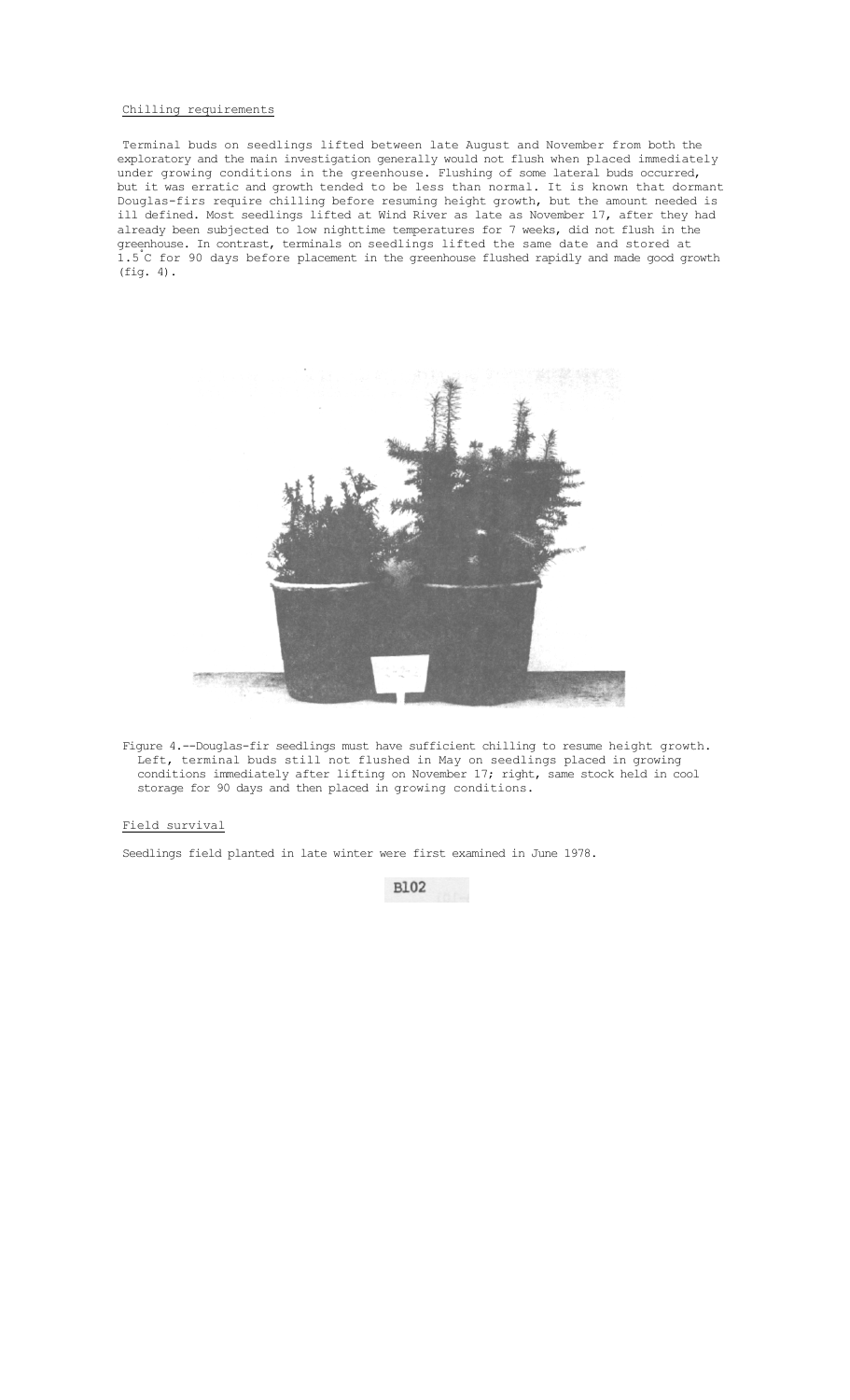Chilling requirements

Terminal buds on seedlings lifted between late August and November from both the exploratory and the main investigation generally would not flush when placed immediately under growing conditions in the greenhouse. Flushing of some lateral buds occurred, but it was erratic and growth tended to be less than normal. It is known that dormant Douglas-firs require chilling before resuming height growth, but the amount needed is ill defined. Most seedlings lifted at Wind River as late as November 17, after they had already been subjected to low nighttime temperatures for 7 weeks, did not flush in the greenhouse. In contrast, terminals on seedlings lifted the same date and stored at 1.5°C for 90 days before placement in the greenhouse flushed rapidly and made good growth (fig. 4).

Figure 4.--Douglas-fir seedlings must have sufficient chilling to resume height growth. Left, terminal buds still not flushed in May on seedlings placed in growing conditions immediately after lifting on November 17; right, same stock held in cool storage for 90 days and then placed in growing conditions.

Field survival

Seedlings field planted in late winter were first examined in June 1978.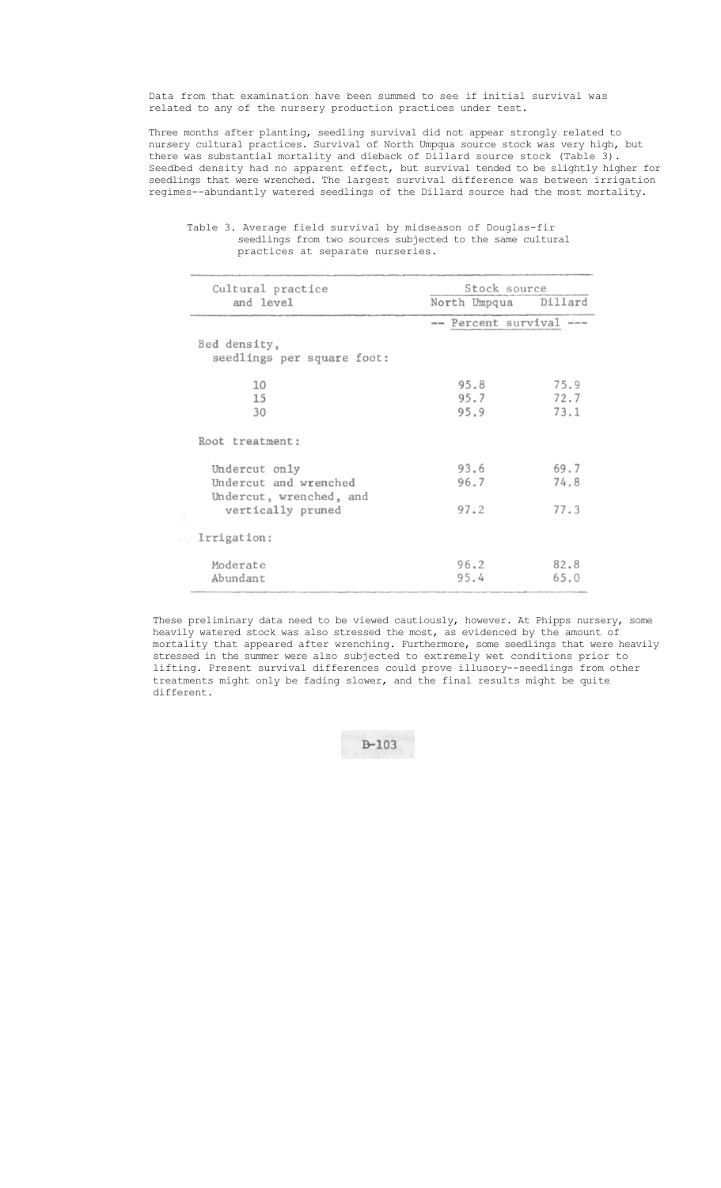Data from that examination have been summed to see if initial survival was related to any of the nursery production practices under test.

Three months after planting, seedling survival did not appear strongly related to nursery cultural practices. Survival of North Umpqua source stock was very high, but there was substantial mortality and dieback of Dillard source stock (Table 3). Seedbed density had no apparent effect, but survival tended to be slightly higher for seedlings that were wrenched. The largest survival difference was between irrigation regimes--abundantly watered seedlings of the Dillard source had the most mortality.

Table 3. Average field survival by midseason of Douglas-fir seedlings from two sources subjected to the same cultural practices at separate nurseries.

| Cultural practice and level | Stock source | |
|---|---|---|
| | North Umpqua | Dillard |
| | -- Percent survival --- | |
| Bed density, seedlings per square foot: | | |
| 10 | 95.8 | 75.9 |
| 15 | 95.7 | 72.7 |
| 30 | 95.9 | 73.1 |
| Root treatment: | | |
| Undercut only | 93.6 | 69.7 |
| Undercut and wrenched | 96.7 | 74.8 |
| Undercut, wrenched, and vertically pruned | 97.2 | 77.3 |
| Irrigation: | | |
| Moderate | 96.2 | 82.8 |
| Abundant | 95.4 | 65.0 |

These preliminary data need to be viewed cautiously, however. At Phipps nursery, some heavily watered stock was also stressed the most, as evidenced by the amount of mortality that appeared after wrenching. Furthermore, some seedlings that were heavily stressed in the summer were also subjected to extremely wet conditions prior to lifting. Present survival differences could prove illusory--seedlings from other treatments might only be fading slower, and the final results might be quite different.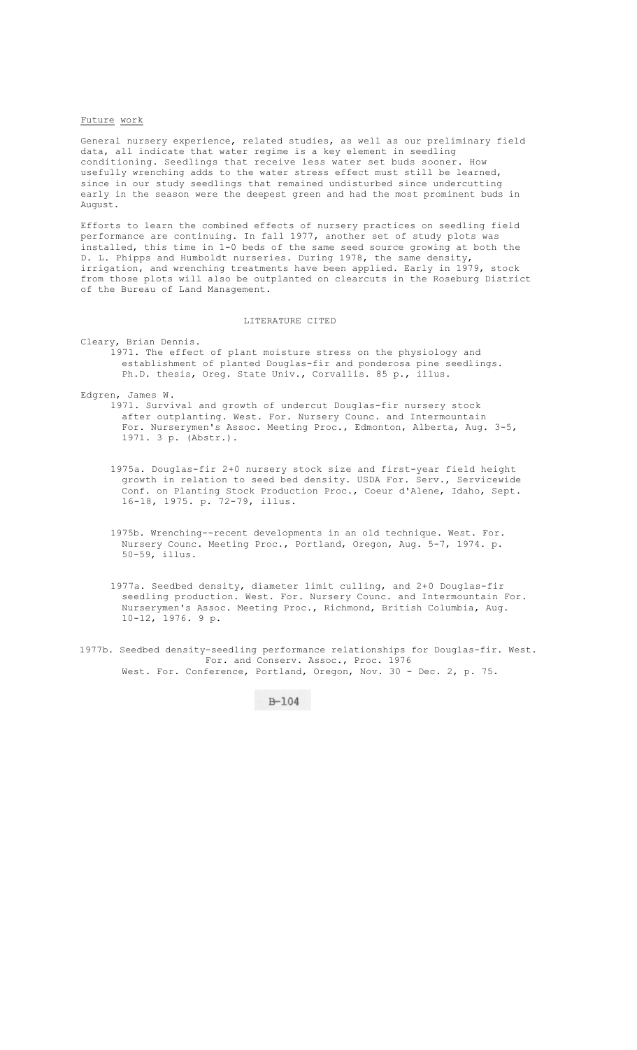## Future work

General nursery experience, related studies, as well as our preliminary field data, all indicate that water regime is a key element in seedling conditioning. Seedlings that receive less water set buds sooner. How usefully wrenching adds to the water stress effect must still be learned, since in our study seedlings that remained undisturbed since undercutting early in the season were the deepest green and had the most prominent buds in August.

Efforts to learn the combined effects of nursery practices on seedling field performance are continuing. In fall 1977, another set of study plots was installed, this time in 1-0 beds of the same seed source growing at both the D. L. Phipps and Humboldt nurseries. During 1978, the same density, irrigation, and wrenching treatments have been applied. Early in 1979, stock from those plots will also be outplanted on clearcuts in the Roseburg District of the Bureau of Land Management.

## LITERATURE CITED

Cleary, Brian Dennis.

1971. The effect of plant moisture stress on the physiology and establishment of planted Douglas-fir and ponderosa pine seedlings. Ph.D. thesis, Oreg. State Univ., Corvallis. 85 p., illus.

Edgren, James W.

1971. Survival and growth of undercut Douglas-fir nursery stock after outplanting. West. For. Nursery Counc. and Intermountain For. Nurserymen's Assoc. Meeting Proc., Edmonton, Alberta, Aug. 3-5, 1971. 3 p. (Abstr.).

1975a. Douglas-fir 2+0 nursery stock size and first-year field height growth in relation to seed bed density. USDA For. Serv., Servicewide Conf. on Planting Stock Production Proc., Coeur d'Alene, Idaho, Sept. 16-18, 1975. p. 72-79, illus.

1975b. Wrenching--recent developments in an old technique. West. For. Nursery Counc. Meeting Proc., Portland, Oregon, Aug. 5-7, 1974. p. 50-59, illus.

1977a. Seedbed density, diameter limit culling, and 2+0 Douglas-fir seedling production. West. For. Nursery Counc. and Intermountain For. Nurserymen's Assoc. Meeting Proc., Richmond, British Columbia, Aug. 10-12, 1976. 9 p.

1977b. Seedbed density-seedling performance relationships for Douglas-fir. West. For. and Conserv. Assoc., Proc. 1976 West. For. Conference, Portland, Oregon, Nov. 30 - Dec. 2, p. 75.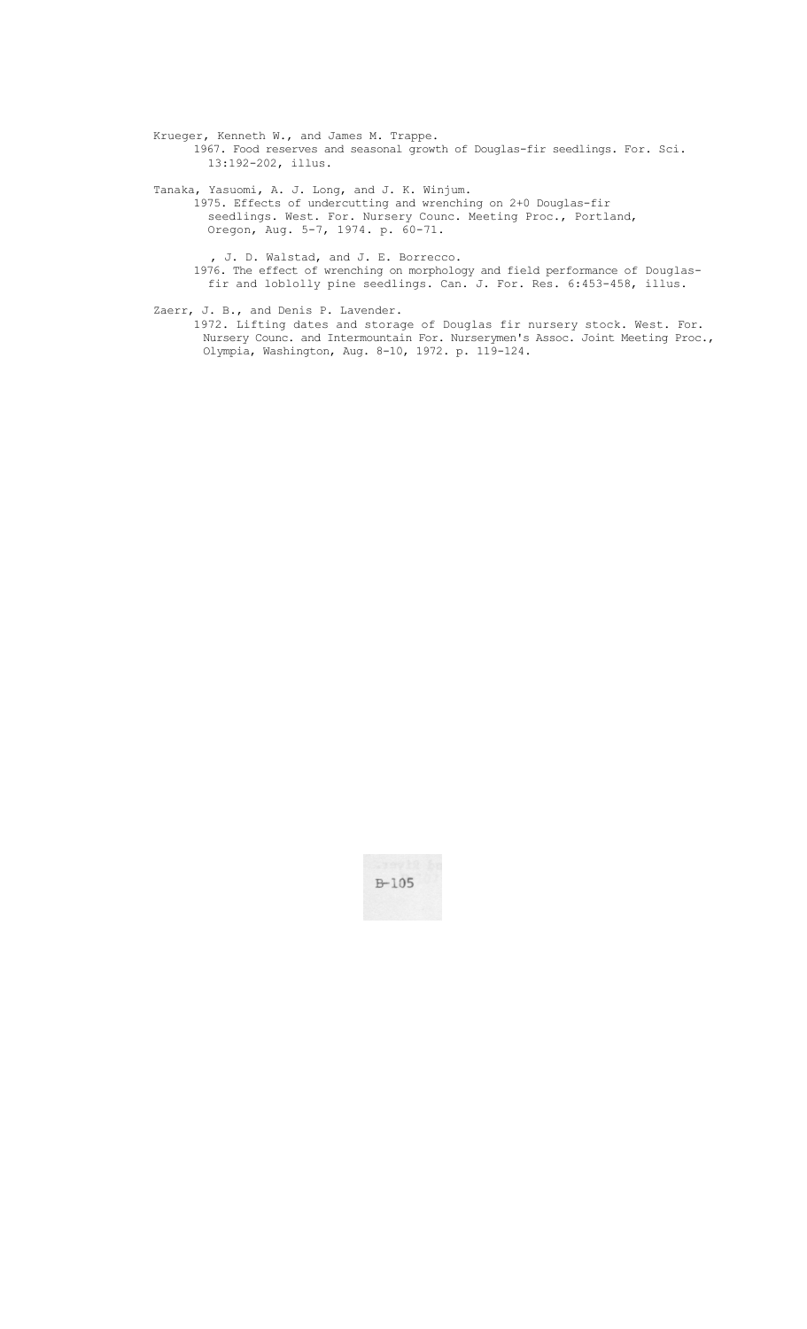Krueger, Kenneth W., and James M. Trappe.
1967. Food reserves and seasonal growth of Douglas-fir seedlings. For. Sci. 13:192-202, illus.

Tanaka, Yasuomi, A. J. Long, and J. K. Winjum.
1975. Effects of undercutting and wrenching on 2+0 Douglas-fir seedlings. West. For. Nursery Counc. Meeting Proc., Portland, Oregon, Aug. 5-7, 1974. p. 60-71.

, J. D. Walstad, and J. E. Borrecco.
1976. The effect of wrenching on morphology and field performance of Douglas-fir and loblolly pine seedlings. Can. J. For. Res. 6:453-458, illus.

Zaerr, J. B., and Denis P. Lavender.
1972. Lifting dates and storage of Douglas fir nursery stock. West. For. Nursery Counc. and Intermountain For. Nurserymen's Assoc. Joint Meeting Proc., Olympia, Washington, Aug. 8-10, 1972. p. 119-124.